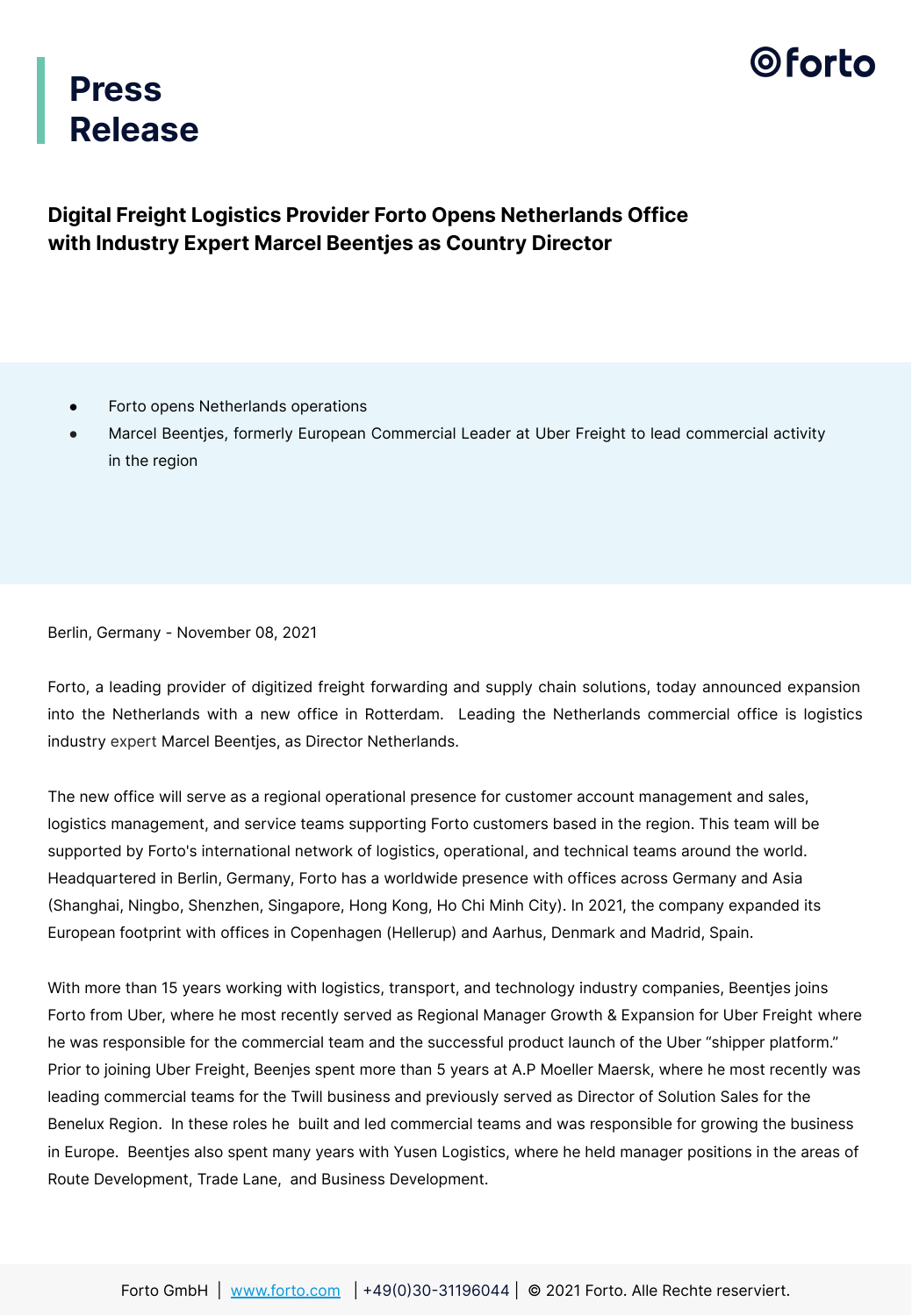# Press Release

## Digital Freight Logistics Provider Forto Opens Netherlands Office with Industry Expert Marcel Beentjes as Country Director

- Forto opens Netherlands operations
- Marcel Beentjes, formerly European Commercial Leader at Uber Freight to lead commercial activity in the region

Berlin, Germany - November 08, 2021

Forto, a leading provider of digitized freight forwarding and supply chain solutions, today announced expansion into the Netherlands with a new office in Rotterdam. Leading the Netherlands commercial office is logistics industry expert Marcel Beentjes, as Director Netherlands.

The new office will serve as a regional operational presence for customer account management and sales, logistics management, and service teams supporting Forto customers based in the region. This team will be supported by Forto's international network of logistics, operational, and technical teams around the world. Headquartered in Berlin, Germany, Forto has a worldwide presence with offices across Germany and Asia (Shanghai, Ningbo, Shenzhen, Singapore, Hong Kong, Ho Chi Minh City). In 2021, the company expanded its European footprint with offices in Copenhagen (Hellerup) and Aarhus, Denmark and Madrid, Spain.

With more than 15 years working with logistics, transport, and technology industry companies, Beentjes joins Forto from Uber, where he most recently served as Regional Manager Growth & Expansion for Uber Freight where he was responsible for the commercial team and the successful product launch of the Uber "shipper platform." Prior to joining Uber Freight, Beenjes spent more than 5 years at A.P Moeller Maersk, where he most recently was leading commercial teams for the Twill business and previously served as Director of Solution Sales for the Benelux Region. In these roles he built and led commercial teams and was responsible for growing the business in Europe. Beentjes also spent many years with Yusen Logistics, where he held manager positions in the areas of Route Development, Trade Lane, and Business Development.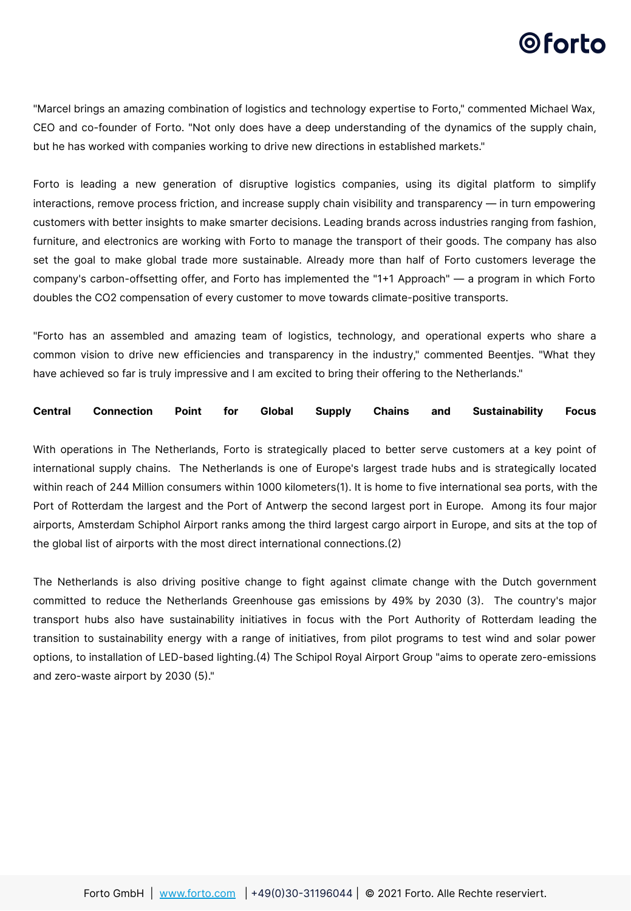"Marcel brings an amazing combination of logistics and technology expertise to Forto," commented Michael Wax, CEO and co-founder of Forto. "Not only does have a deep understanding of the dynamics of the supply chain, but he has worked with companies working to drive new directions in established markets."

Forto is leading a new generation of disruptive logistics companies, using its digital platform to simplify interactions, remove process friction, and increase supply chain visibility and transparency — in turn empowering customers with better insights to make smarter decisions. Leading brands across industries ranging from fashion, furniture, and electronics are working with Forto to manage the transport of their goods. The company has also set the goal to make global trade more sustainable. Already more than half of Forto customers leverage the company's carbon-offsetting offer, and Forto has implemented the "1+1 Approach" — a program in which Forto doubles the CO2 compensation of every customer to move towards climate-positive transports.

"Forto has an assembled and amazing team of logistics, technology, and operational experts who share a common vision to drive new efficiencies and transparency in the industry," commented Beentjes. "What they have achieved so far is truly impressive and I am excited to bring their offering to the Netherlands."

**Central Connection Point for Global Supply Chains and Sustainability Focus**

With operations in The Netherlands, Forto is strategically placed to better serve customers at a key point of international supply chains. The Netherlands is one of Europe's largest trade hubs and is strategically located within reach of 244 Million consumers within 1000 kilometers(1). It is home to five international sea ports, with the Port of Rotterdam the largest and the Port of Antwerp the second largest port in Europe. Among its four major airports, Amsterdam Schiphol Airport ranks among the third largest cargo airport in Europe, and sits at the top of the global list of airports with the most direct international connections.(2)

The Netherlands is also driving positive change to fight against climate change with the Dutch government committed to reduce the Netherlands Greenhouse gas emissions by 49% by 2030 (3). The country's major transport hubs also have sustainability initiatives in focus with the Port Authority of Rotterdam leading the transition to sustainability energy with a range of initiatives, from pilot programs to test wind and solar power options, to installation of LED-based lighting.(4) The Schipol Royal Airport Group "aims to operate zero-emissions and zero-waste airport by 2030 (5)."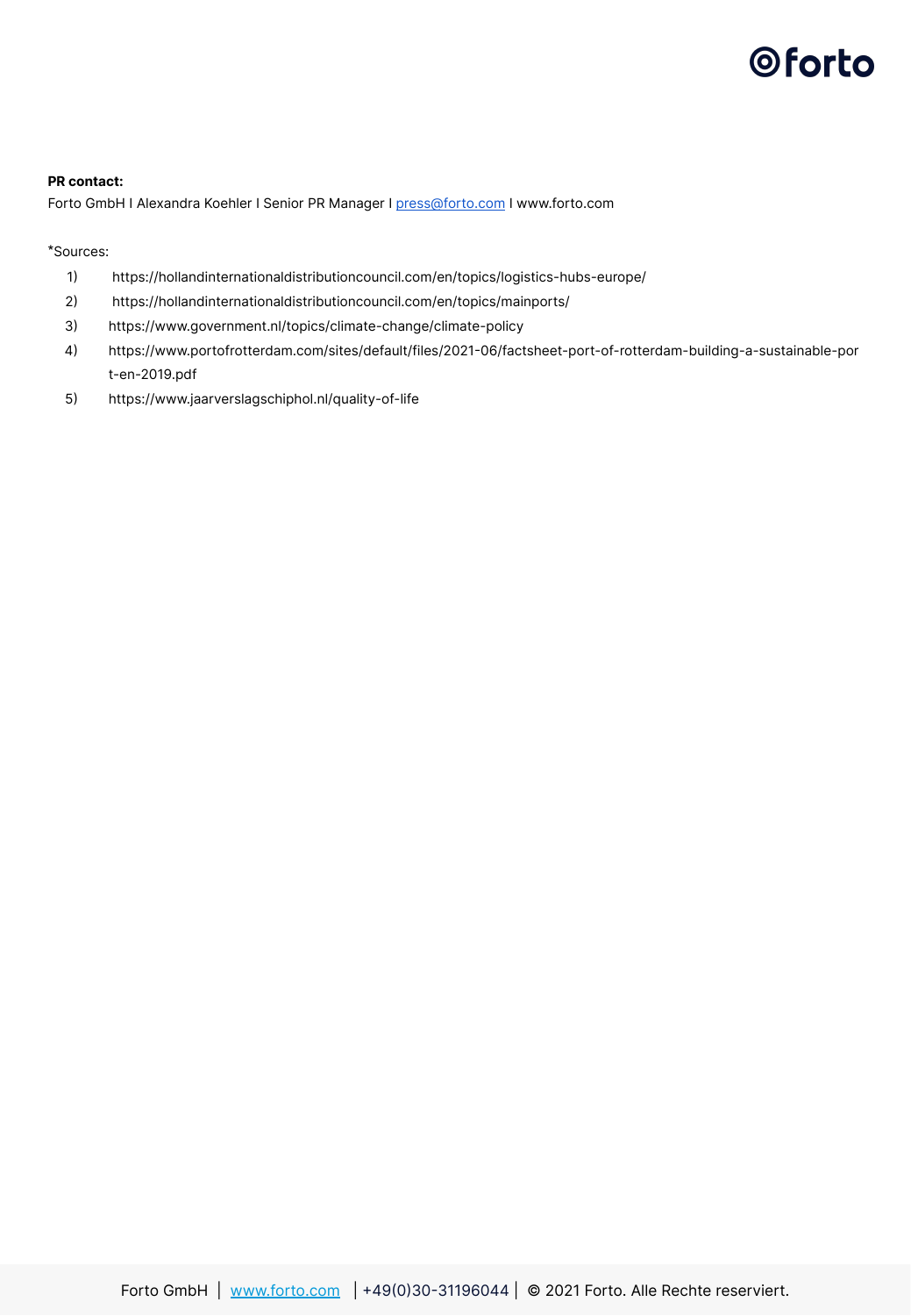**PR contact:**

Forto GmbH I Alexandra Koehler I Senior PR Manager I press@forto.com I www.forto.com

*Sources:

1) https://hollandinternationaldistributioncouncil.com/en/topics/logistics-hubs-europe/
2) https://hollandinternationaldistributioncouncil.com/en/topics/mainports/
3) https://www.government.nl/topics/climate-change/climate-policy
4) https://www.portofrotterdam.com/sites/default/files/2021-06/factsheet-port-of-rotterdam-building-a-sustainable-port-en-2019.pdf
5) https://www.jaarverslagschiphol.nl/quality-of-life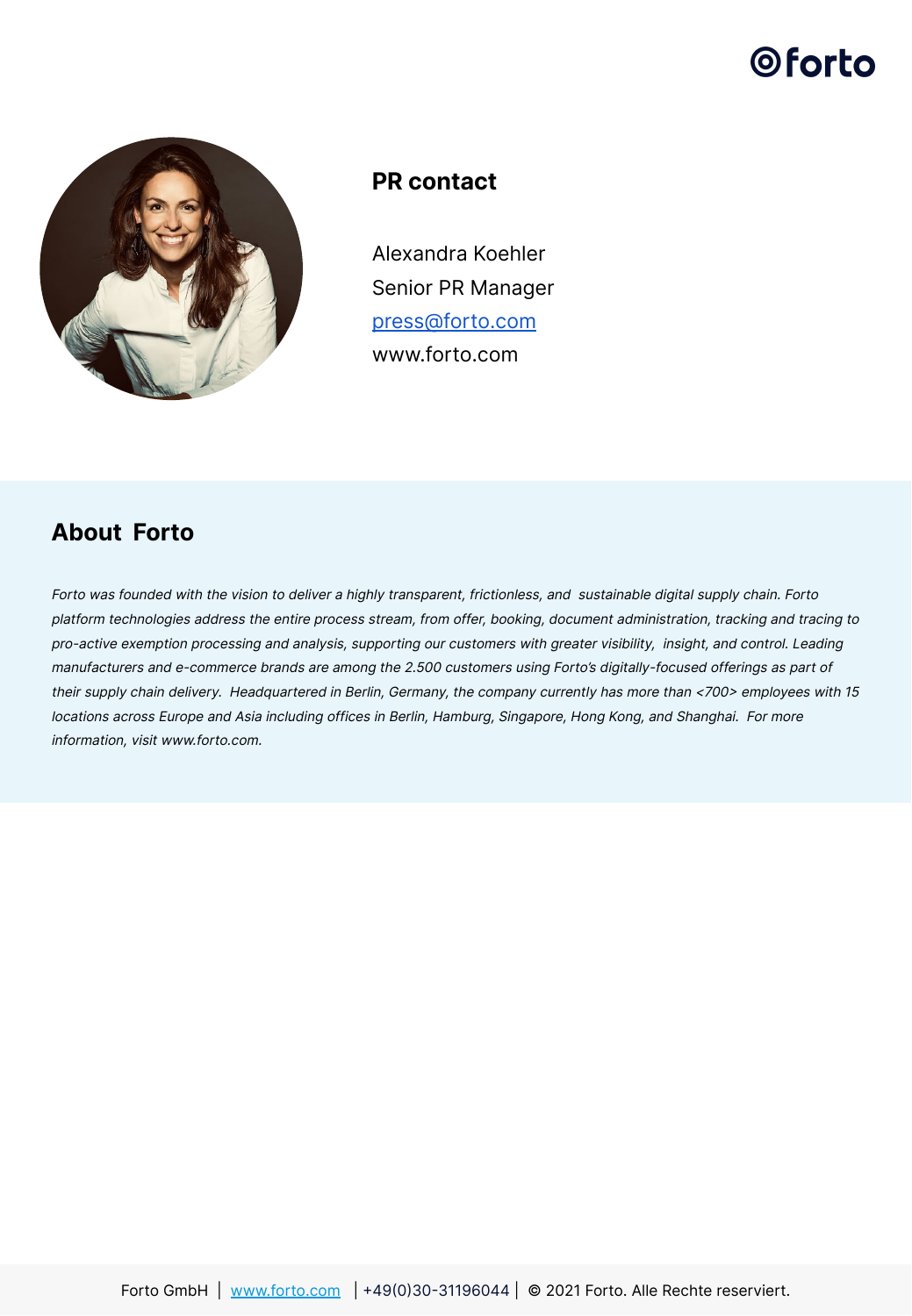## PR contact

Alexandra Koehler
Senior PR Manager
press@forto.com
www.forto.com

## About Forto

*Forto was founded with the vision to deliver a highly transparent, frictionless, and sustainable digital supply chain. Forto platform technologies address the entire process stream, from offer, booking, document administration, tracking and tracing to pro-active exemption processing and analysis, supporting our customers with greater visibility, insight, and control. Leading manufacturers and e-commerce brands are among the 2.500 customers using Forto's digitally-focused offerings as part of their supply chain delivery. Headquartered in Berlin, Germany, the company currently has more than <700> employees with 15 locations across Europe and Asia including offices in Berlin, Hamburg, Singapore, Hong Kong, and Shanghai. For more information, visit www.forto.com.*

Forto GmbH | www.forto.com | +49(0)30-31196044 | © 2021 Forto. Alle Rechte reserviert.